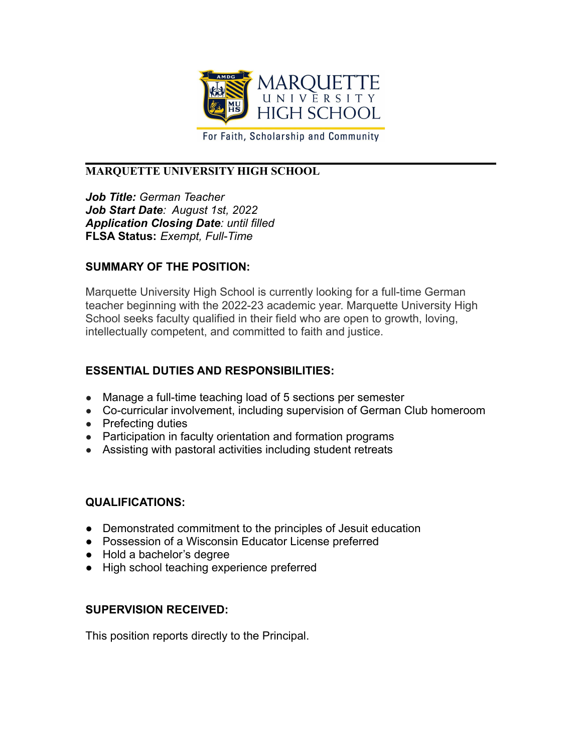MARQUETTE UNIVERSITY HIGH SCHOOL

For Faith, Scholarship and Community

---

**MARQUETTE UNIVERSITY HIGH SCHOOL**

***Job Title:*** *German Teacher*
***Job Start Date****: August 1st, 2022*
***Application Closing Date****: until filled*
**FLSA Status:** *Exempt, Full-Time*

## SUMMARY OF THE POSITION:

Marquette University High School is currently looking for a full-time German teacher beginning with the 2022-23 academic year. Marquette University High School seeks faculty qualified in their field who are open to growth, loving, intellectually competent, and committed to faith and justice.

## ESSENTIAL DUTIES AND RESPONSIBILITIES:

- Manage a full-time teaching load of 5 sections per semester
- Co-curricular involvement, including supervision of German Club homeroom
- Prefecting duties
- Participation in faculty orientation and formation programs
- Assisting with pastoral activities including student retreats

## QUALIFICATIONS:

- Demonstrated commitment to the principles of Jesuit education
- Possession of a Wisconsin Educator License preferred
- Hold a bachelor's degree
- High school teaching experience preferred

## SUPERVISION RECEIVED:

This position reports directly to the Principal.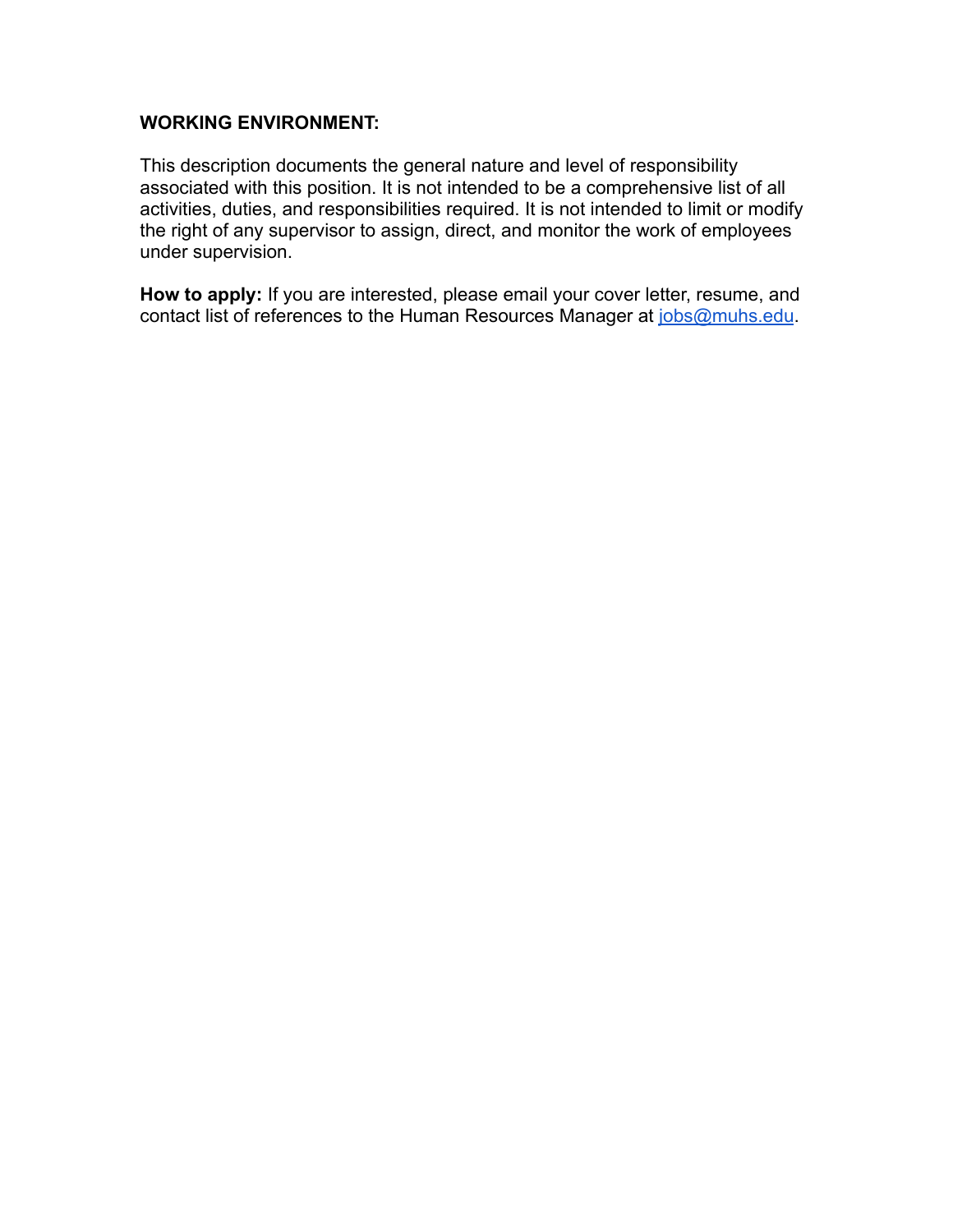**WORKING ENVIRONMENT:**

This description documents the general nature and level of responsibility associated with this position. It is not intended to be a comprehensive list of all activities, duties, and responsibilities required. It is not intended to limit or modify the right of any supervisor to assign, direct, and monitor the work of employees under supervision.

**How to apply:** If you are interested, please email your cover letter, resume, and contact list of references to the Human Resources Manager at jobs@muhs.edu.